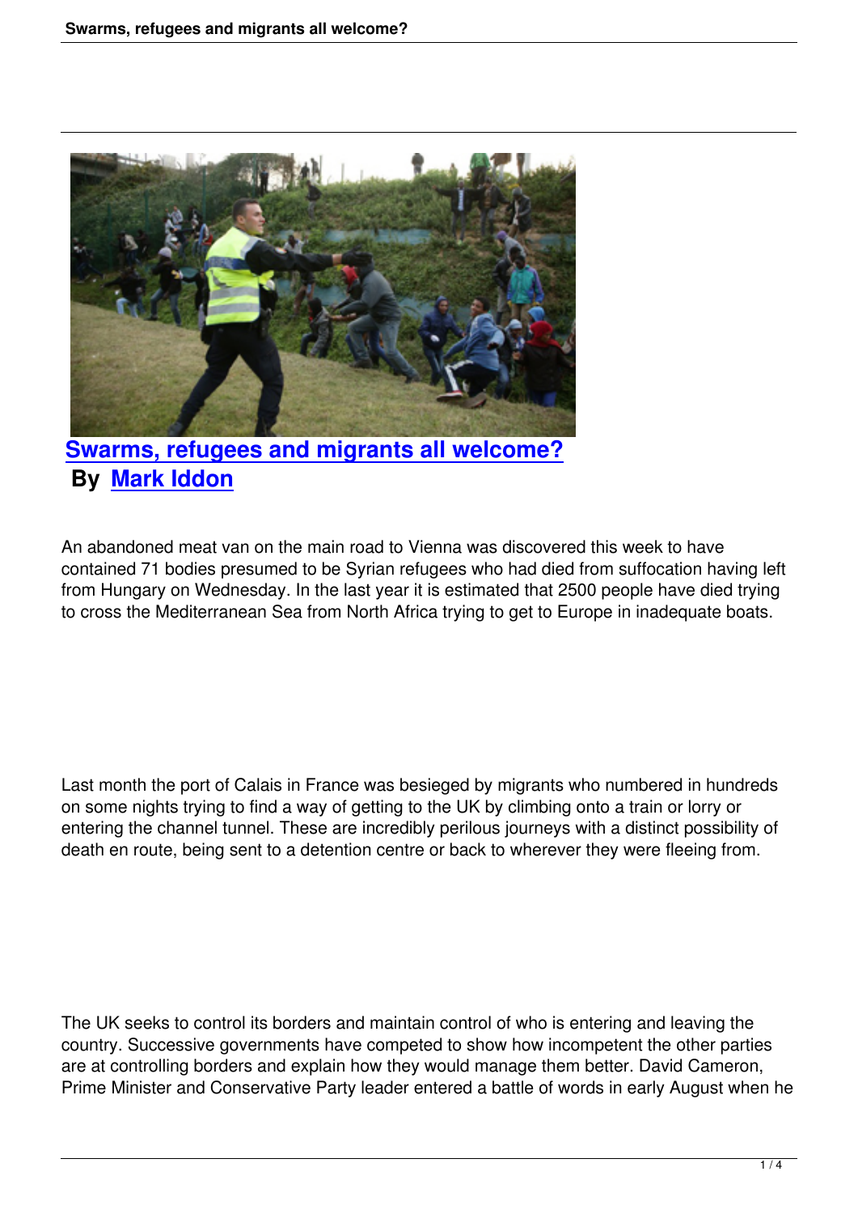# Swarms, refugees and migrants all welcome?

**By Mark Iddon**

An abandoned meat van on the main road to Vienna was discovered this week to have contained 71 bodies presumed to be Syrian refugees who had died from suffocation having left from Hungary on Wednesday. In the last year it is estimated that 2500 people have died trying to cross the Mediterranean Sea from North Africa trying to get to Europe in inadequate boats.

Last month the port of Calais in France was besieged by migrants who numbered in hundreds on some nights trying to find a way of getting to the UK by climbing onto a train or lorry or entering the channel tunnel. These are incredibly perilous journeys with a distinct possibility of death en route, being sent to a detention centre or back to wherever they were fleeing from.

The UK seeks to control its borders and maintain control of who is entering and leaving the country. Successive governments have competed to show how incompetent the other parties are at controlling borders and explain how they would manage them better. David Cameron, Prime Minister and Conservative Party leader entered a battle of words in early August when he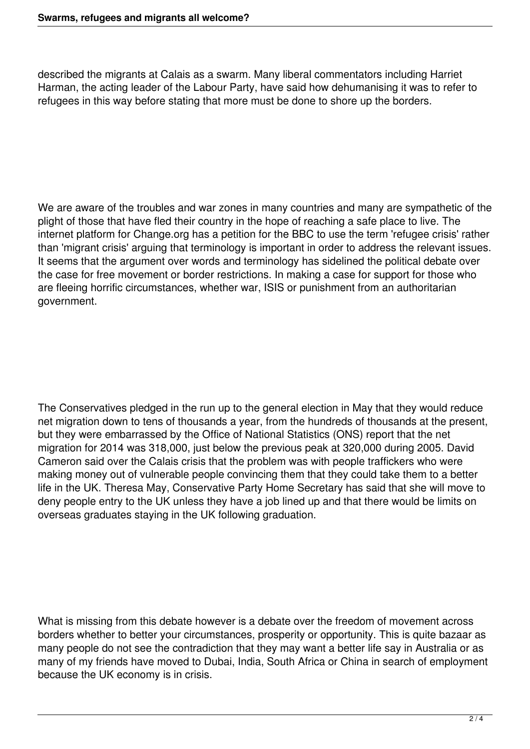described the migrants at Calais as a swarm. Many liberal commentators including Harriet Harman, the acting leader of the Labour Party, have said how dehumanising it was to refer to refugees in this way before stating that more must be done to shore up the borders.

We are aware of the troubles and war zones in many countries and many are sympathetic of the plight of those that have fled their country in the hope of reaching a safe place to live. The internet platform for Change.org has a petition for the BBC to use the term 'refugee crisis' rather than 'migrant crisis' arguing that terminology is important in order to address the relevant issues. It seems that the argument over words and terminology has sidelined the political debate over the case for free movement or border restrictions. In making a case for support for those who are fleeing horrific circumstances, whether war, ISIS or punishment from an authoritarian government.

The Conservatives pledged in the run up to the general election in May that they would reduce net migration down to tens of thousands a year, from the hundreds of thousands at the present, but they were embarrassed by the Office of National Statistics (ONS) report that the net migration for 2014 was 318,000, just below the previous peak at 320,000 during 2005. David Cameron said over the Calais crisis that the problem was with people traffickers who were making money out of vulnerable people convincing them that they could take them to a better life in the UK. Theresa May, Conservative Party Home Secretary has said that she will move to deny people entry to the UK unless they have a job lined up and that there would be limits on overseas graduates staying in the UK following graduation.

What is missing from this debate however is a debate over the freedom of movement across borders whether to better your circumstances, prosperity or opportunity. This is quite bazaar as many people do not see the contradiction that they may want a better life say in Australia or as many of my friends have moved to Dubai, India, South Africa or China in search of employment because the UK economy is in crisis.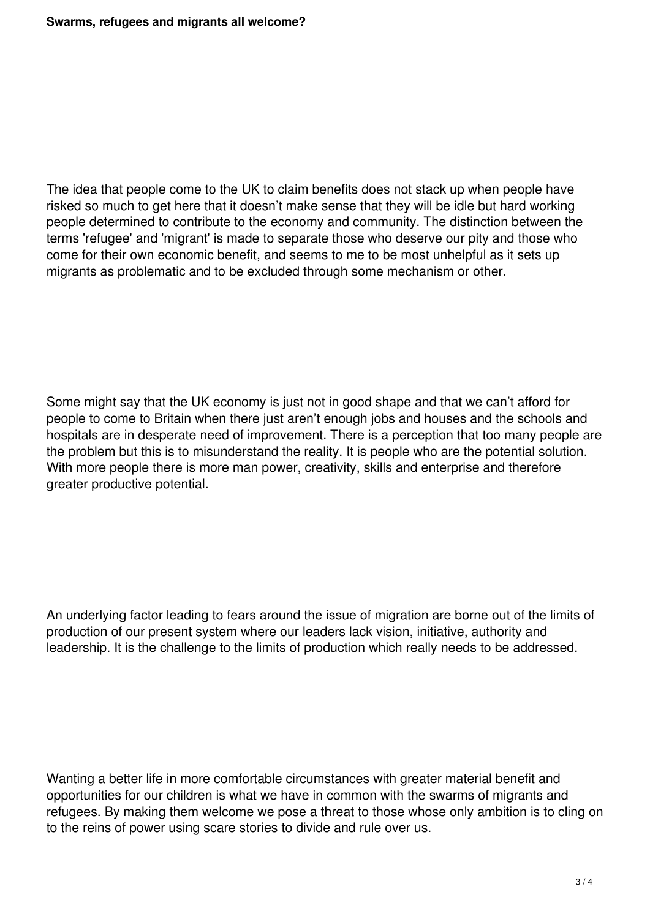The idea that people come to the UK to claim benefits does not stack up when people have risked so much to get here that it doesn't make sense that they will be idle but hard working people determined to contribute to the economy and community. The distinction between the terms 'refugee' and 'migrant' is made to separate those who deserve our pity and those who come for their own economic benefit, and seems to me to be most unhelpful as it sets up migrants as problematic and to be excluded through some mechanism or other.

Some might say that the UK economy is just not in good shape and that we can't afford for people to come to Britain when there just aren't enough jobs and houses and the schools and hospitals are in desperate need of improvement. There is a perception that too many people are the problem but this is to misunderstand the reality. It is people who are the potential solution. With more people there is more man power, creativity, skills and enterprise and therefore greater productive potential.

An underlying factor leading to fears around the issue of migration are borne out of the limits of production of our present system where our leaders lack vision, initiative, authority and leadership. It is the challenge to the limits of production which really needs to be addressed.

Wanting a better life in more comfortable circumstances with greater material benefit and opportunities for our children is what we have in common with the swarms of migrants and refugees. By making them welcome we pose a threat to those whose only ambition is to cling on to the reins of power using scare stories to divide and rule over us.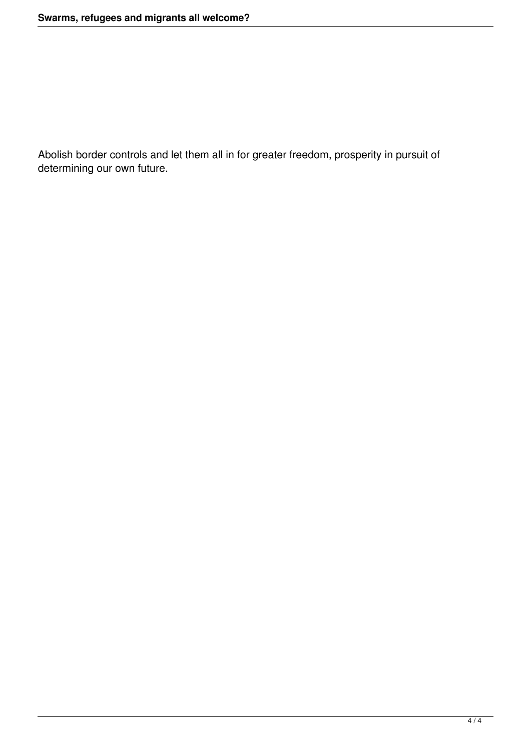Abolish border controls and let them all in for greater freedom, prosperity in pursuit of determining our own future.